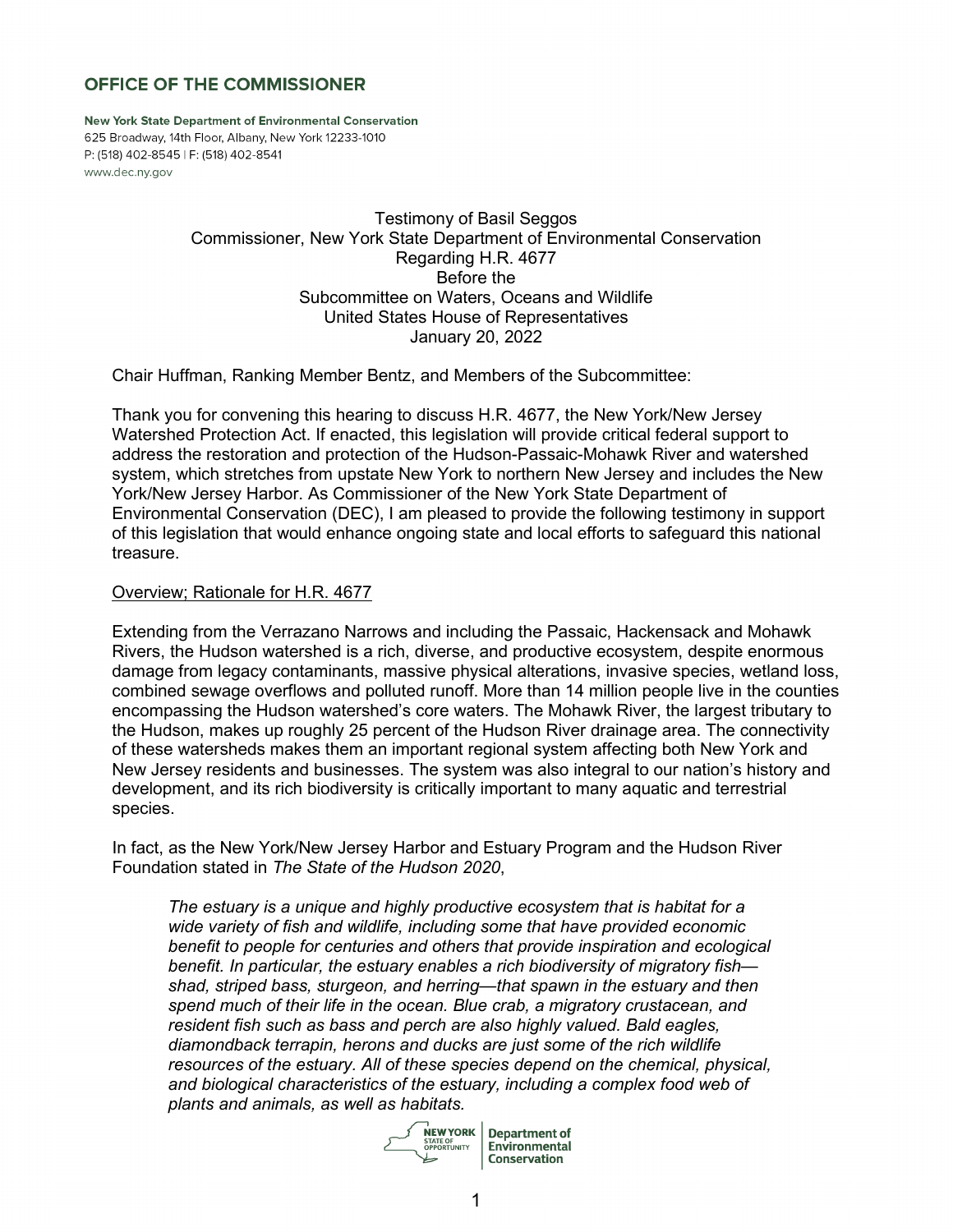# OFFICE OF THE COMMISSIONER

**New York State Department of Environmental Conservation**
625 Broadway, 14th Floor, Albany, New York 12233-1010
P: (518) 402-8545 | F: (518) 402-8541
www.dec.ny.gov

Testimony of Basil Seggos
Commissioner, New York State Department of Environmental Conservation
Regarding H.R. 4677
Before the
Subcommittee on Waters, Oceans and Wildlife
United States House of Representatives
January 20, 2022

Chair Huffman, Ranking Member Bentz, and Members of the Subcommittee:

Thank you for convening this hearing to discuss H.R. 4677, the New York/New Jersey Watershed Protection Act. If enacted, this legislation will provide critical federal support to address the restoration and protection of the Hudson-Passaic-Mohawk River and watershed system, which stretches from upstate New York to northern New Jersey and includes the New York/New Jersey Harbor. As Commissioner of the New York State Department of Environmental Conservation (DEC), I am pleased to provide the following testimony in support of this legislation that would enhance ongoing state and local efforts to safeguard this national treasure.

## Overview; Rationale for H.R. 4677

Extending from the Verrazano Narrows and including the Passaic, Hackensack and Mohawk Rivers, the Hudson watershed is a rich, diverse, and productive ecosystem, despite enormous damage from legacy contaminants, massive physical alterations, invasive species, wetland loss, combined sewage overflows and polluted runoff. More than 14 million people live in the counties encompassing the Hudson watershed's core waters. The Mohawk River, the largest tributary to the Hudson, makes up roughly 25 percent of the Hudson River drainage area. The connectivity of these watersheds makes them an important regional system affecting both New York and New Jersey residents and businesses. The system was also integral to our nation's history and development, and its rich biodiversity is critically important to many aquatic and terrestrial species.

In fact, as the New York/New Jersey Harbor and Estuary Program and the Hudson River Foundation stated in *The State of the Hudson 2020*,

> *The estuary is a unique and highly productive ecosystem that is habitat for a wide variety of fish and wildlife, including some that have provided economic benefit to people for centuries and others that provide inspiration and ecological benefit. In particular, the estuary enables a rich biodiversity of migratory fish—shad, striped bass, sturgeon, and herring—that spawn in the estuary and then spend much of their life in the ocean. Blue crab, a migratory crustacean, and resident fish such as bass and perch are also highly valued. Bald eagles, diamondback terrapin, herons and ducks are just some of the rich wildlife resources of the estuary. All of these species depend on the chemical, physical, and biological characteristics of the estuary, including a complex food web of plants and animals, as well as habitats.*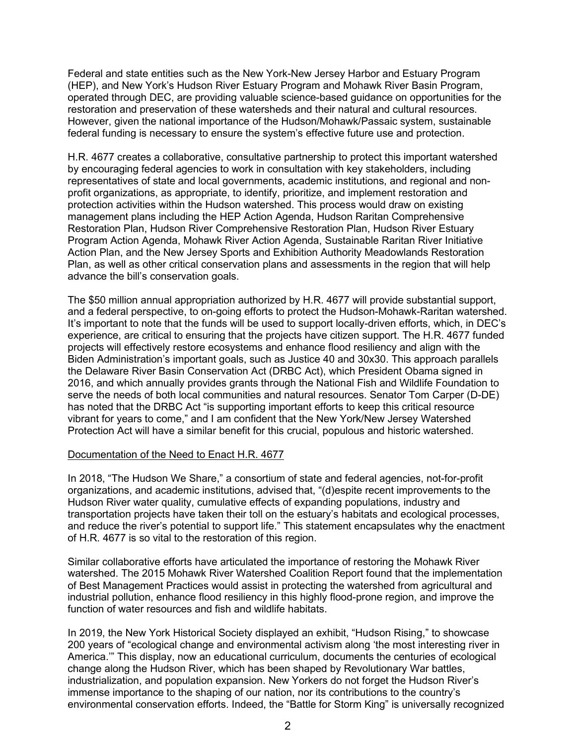Federal and state entities such as the New York-New Jersey Harbor and Estuary Program (HEP), and New York's Hudson River Estuary Program and Mohawk River Basin Program, operated through DEC, are providing valuable science-based guidance on opportunities for the restoration and preservation of these watersheds and their natural and cultural resources. However, given the national importance of the Hudson/Mohawk/Passaic system, sustainable federal funding is necessary to ensure the system's effective future use and protection.

H.R. 4677 creates a collaborative, consultative partnership to protect this important watershed by encouraging federal agencies to work in consultation with key stakeholders, including representatives of state and local governments, academic institutions, and regional and non-profit organizations, as appropriate, to identify, prioritize, and implement restoration and protection activities within the Hudson watershed. This process would draw on existing management plans including the HEP Action Agenda, Hudson Raritan Comprehensive Restoration Plan, Hudson River Comprehensive Restoration Plan, Hudson River Estuary Program Action Agenda, Mohawk River Action Agenda, Sustainable Raritan River Initiative Action Plan, and the New Jersey Sports and Exhibition Authority Meadowlands Restoration Plan, as well as other critical conservation plans and assessments in the region that will help advance the bill's conservation goals.

The $50 million annual appropriation authorized by H.R. 4677 will provide substantial support, and a federal perspective, to on-going efforts to protect the Hudson-Mohawk-Raritan watershed. It's important to note that the funds will be used to support locally-driven efforts, which, in DEC's experience, are critical to ensuring that the projects have citizen support. The H.R. 4677 funded projects will effectively restore ecosystems and enhance flood resiliency and align with the Biden Administration's important goals, such as Justice 40 and 30x30. This approach parallels the Delaware River Basin Conservation Act (DRBC Act), which President Obama signed in 2016, and which annually provides grants through the National Fish and Wildlife Foundation to serve the needs of both local communities and natural resources. Senator Tom Carper (D-DE) has noted that the DRBC Act "is supporting important efforts to keep this critical resource vibrant for years to come," and I am confident that the New York/New Jersey Watershed Protection Act will have a similar benefit for this crucial, populous and historic watershed.

Documentation of the Need to Enact H.R. 4677

In 2018, "The Hudson We Share," a consortium of state and federal agencies, not-for-profit organizations, and academic institutions, advised that, "(d)espite recent improvements to the Hudson River water quality, cumulative effects of expanding populations, industry and transportation projects have taken their toll on the estuary's habitats and ecological processes, and reduce the river's potential to support life." This statement encapsulates why the enactment of H.R. 4677 is so vital to the restoration of this region.

Similar collaborative efforts have articulated the importance of restoring the Mohawk River watershed. The 2015 Mohawk River Watershed Coalition Report found that the implementation of Best Management Practices would assist in protecting the watershed from agricultural and industrial pollution, enhance flood resiliency in this highly flood-prone region, and improve the function of water resources and fish and wildlife habitats.

In 2019, the New York Historical Society displayed an exhibit, "Hudson Rising," to showcase 200 years of "ecological change and environmental activism along 'the most interesting river in America.'" This display, now an educational curriculum, documents the centuries of ecological change along the Hudson River, which has been shaped by Revolutionary War battles, industrialization, and population expansion. New Yorkers do not forget the Hudson River's immense importance to the shaping of our nation, nor its contributions to the country's environmental conservation efforts. Indeed, the "Battle for Storm King" is universally recognized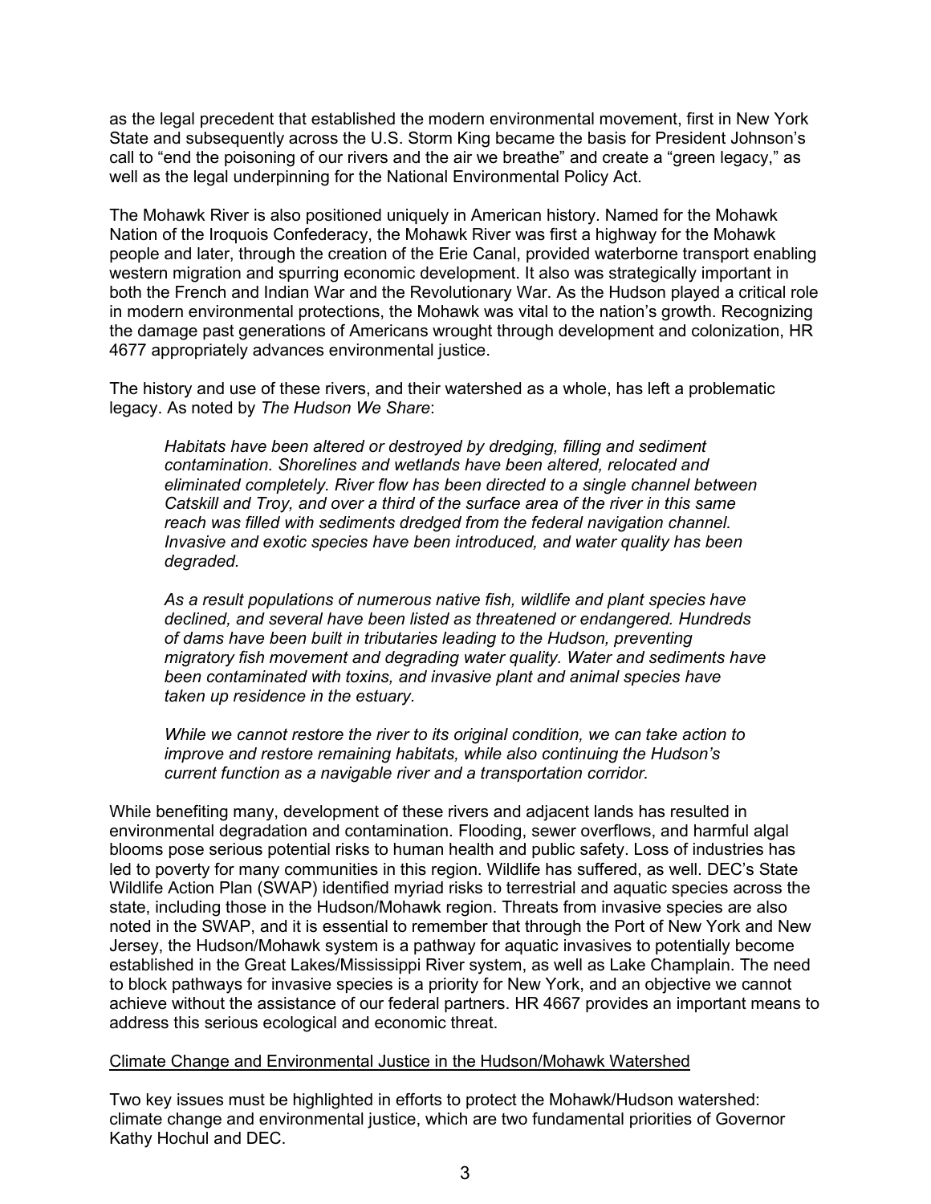as the legal precedent that established the modern environmental movement, first in New York State and subsequently across the U.S. Storm King became the basis for President Johnson's call to "end the poisoning of our rivers and the air we breathe" and create a "green legacy," as well as the legal underpinning for the National Environmental Policy Act.

The Mohawk River is also positioned uniquely in American history. Named for the Mohawk Nation of the Iroquois Confederacy, the Mohawk River was first a highway for the Mohawk people and later, through the creation of the Erie Canal, provided waterborne transport enabling western migration and spurring economic development. It also was strategically important in both the French and Indian War and the Revolutionary War. As the Hudson played a critical role in modern environmental protections, the Mohawk was vital to the nation's growth. Recognizing the damage past generations of Americans wrought through development and colonization, HR 4677 appropriately advances environmental justice.

The history and use of these rivers, and their watershed as a whole, has left a problematic legacy. As noted by *The Hudson We Share*:

> *Habitats have been altered or destroyed by dredging, filling and sediment contamination. Shorelines and wetlands have been altered, relocated and eliminated completely. River flow has been directed to a single channel between Catskill and Troy, and over a third of the surface area of the river in this same reach was filled with sediments dredged from the federal navigation channel. Invasive and exotic species have been introduced, and water quality has been degraded.*
>
> *As a result populations of numerous native fish, wildlife and plant species have declined, and several have been listed as threatened or endangered. Hundreds of dams have been built in tributaries leading to the Hudson, preventing migratory fish movement and degrading water quality. Water and sediments have been contaminated with toxins, and invasive plant and animal species have taken up residence in the estuary.*
>
> *While we cannot restore the river to its original condition, we can take action to improve and restore remaining habitats, while also continuing the Hudson's current function as a navigable river and a transportation corridor.*

While benefiting many, development of these rivers and adjacent lands has resulted in environmental degradation and contamination. Flooding, sewer overflows, and harmful algal blooms pose serious potential risks to human health and public safety. Loss of industries has led to poverty for many communities in this region. Wildlife has suffered, as well. DEC's State Wildlife Action Plan (SWAP) identified myriad risks to terrestrial and aquatic species across the state, including those in the Hudson/Mohawk region. Threats from invasive species are also noted in the SWAP, and it is essential to remember that through the Port of New York and New Jersey, the Hudson/Mohawk system is a pathway for aquatic invasives to potentially become established in the Great Lakes/Mississippi River system, as well as Lake Champlain. The need to block pathways for invasive species is a priority for New York, and an objective we cannot achieve without the assistance of our federal partners. HR 4667 provides an important means to address this serious ecological and economic threat.

<u>Climate Change and Environmental Justice in the Hudson/Mohawk Watershed</u>

Two key issues must be highlighted in efforts to protect the Mohawk/Hudson watershed: climate change and environmental justice, which are two fundamental priorities of Governor Kathy Hochul and DEC.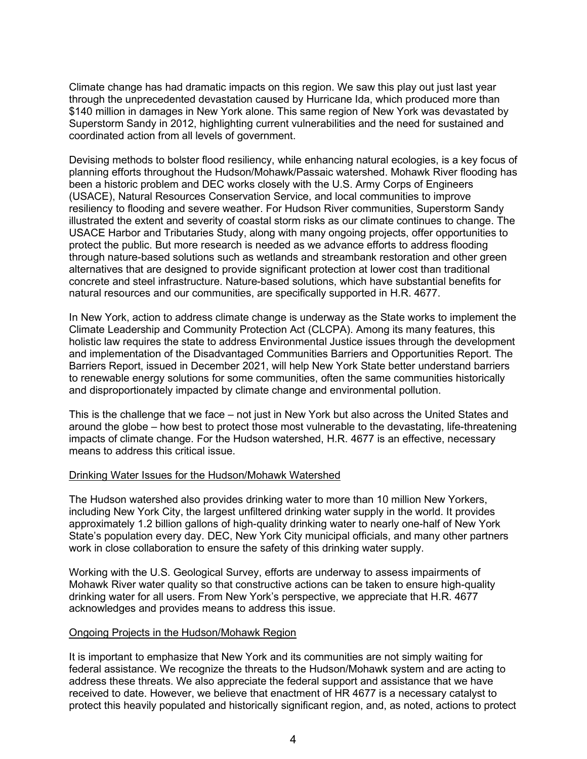Climate change has had dramatic impacts on this region. We saw this play out just last year through the unprecedented devastation caused by Hurricane Ida, which produced more than $140 million in damages in New York alone. This same region of New York was devastated by Superstorm Sandy in 2012, highlighting current vulnerabilities and the need for sustained and coordinated action from all levels of government.

Devising methods to bolster flood resiliency, while enhancing natural ecologies, is a key focus of planning efforts throughout the Hudson/Mohawk/Passaic watershed. Mohawk River flooding has been a historic problem and DEC works closely with the U.S. Army Corps of Engineers (USACE), Natural Resources Conservation Service, and local communities to improve resiliency to flooding and severe weather. For Hudson River communities, Superstorm Sandy illustrated the extent and severity of coastal storm risks as our climate continues to change. The USACE Harbor and Tributaries Study, along with many ongoing projects, offer opportunities to protect the public. But more research is needed as we advance efforts to address flooding through nature-based solutions such as wetlands and streambank restoration and other green alternatives that are designed to provide significant protection at lower cost than traditional concrete and steel infrastructure. Nature-based solutions, which have substantial benefits for natural resources and our communities, are specifically supported in H.R. 4677.

In New York, action to address climate change is underway as the State works to implement the Climate Leadership and Community Protection Act (CLCPA). Among its many features, this holistic law requires the state to address Environmental Justice issues through the development and implementation of the Disadvantaged Communities Barriers and Opportunities Report. The Barriers Report, issued in December 2021, will help New York State better understand barriers to renewable energy solutions for some communities, often the same communities historically and disproportionately impacted by climate change and environmental pollution.

This is the challenge that we face – not just in New York but also across the United States and around the globe – how best to protect those most vulnerable to the devastating, life-threatening impacts of climate change. For the Hudson watershed, H.R. 4677 is an effective, necessary means to address this critical issue.

<u>Drinking Water Issues for the Hudson/Mohawk Watershed</u>

The Hudson watershed also provides drinking water to more than 10 million New Yorkers, including New York City, the largest unfiltered drinking water supply in the world. It provides approximately 1.2 billion gallons of high-quality drinking water to nearly one-half of New York State's population every day. DEC, New York City municipal officials, and many other partners work in close collaboration to ensure the safety of this drinking water supply.

Working with the U.S. Geological Survey, efforts are underway to assess impairments of Mohawk River water quality so that constructive actions can be taken to ensure high-quality drinking water for all users. From New York's perspective, we appreciate that H.R. 4677 acknowledges and provides means to address this issue.

<u>Ongoing Projects in the Hudson/Mohawk Region</u>

It is important to emphasize that New York and its communities are not simply waiting for federal assistance. We recognize the threats to the Hudson/Mohawk system and are acting to address these threats. We also appreciate the federal support and assistance that we have received to date. However, we believe that enactment of HR 4677 is a necessary catalyst to protect this heavily populated and historically significant region, and, as noted, actions to protect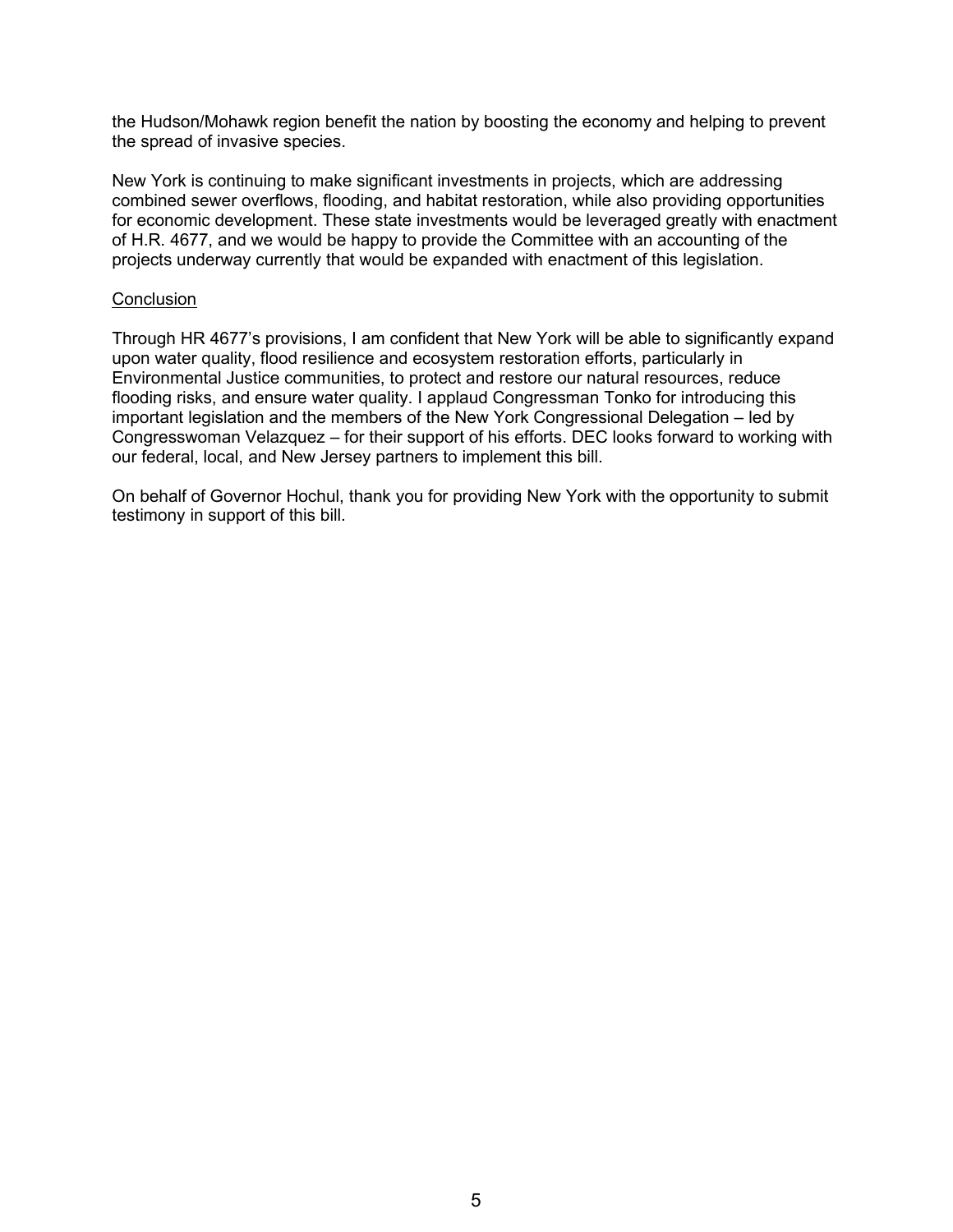the Hudson/Mohawk region benefit the nation by boosting the economy and helping to prevent the spread of invasive species.

New York is continuing to make significant investments in projects, which are addressing combined sewer overflows, flooding, and habitat restoration, while also providing opportunities for economic development. These state investments would be leveraged greatly with enactment of H.R. 4677, and we would be happy to provide the Committee with an accounting of the projects underway currently that would be expanded with enactment of this legislation.

## Conclusion

Through HR 4677's provisions, I am confident that New York will be able to significantly expand upon water quality, flood resilience and ecosystem restoration efforts, particularly in Environmental Justice communities, to protect and restore our natural resources, reduce flooding risks, and ensure water quality. I applaud Congressman Tonko for introducing this important legislation and the members of the New York Congressional Delegation – led by Congresswoman Velazquez – for their support of his efforts. DEC looks forward to working with our federal, local, and New Jersey partners to implement this bill.

On behalf of Governor Hochul, thank you for providing New York with the opportunity to submit testimony in support of this bill.